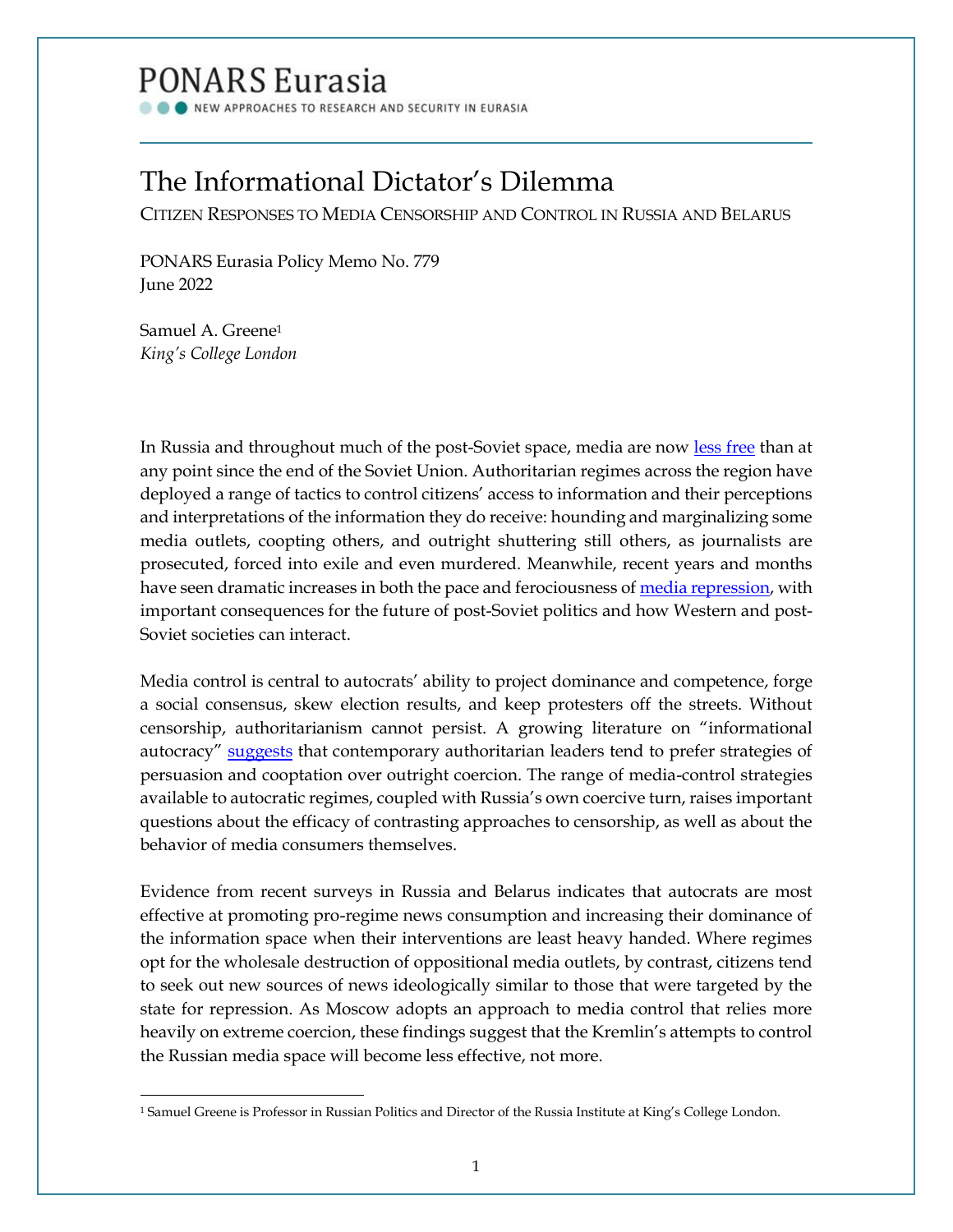# PONARS Eurasia

NEW APPROACHES TO RESEARCH AND SECURITY IN EURASIA

## The Informational Dictator's Dilemma

### Citizen Responses to Media Censorship and Control in Russia and Belarus

PONARS Eurasia Policy Memo No. 779
June 2022

Samuel A. Greene[1]
*King's College London*

In Russia and throughout much of the post-Soviet space, media are now less free than at any point since the end of the Soviet Union. Authoritarian regimes across the region have deployed a range of tactics to control citizens' access to information and their perceptions and interpretations of the information they do receive: hounding and marginalizing some media outlets, coopting others, and outright shuttering still others, as journalists are prosecuted, forced into exile and even murdered. Meanwhile, recent years and months have seen dramatic increases in both the pace and ferociousness of media repression, with important consequences for the future of post-Soviet politics and how Western and post-Soviet societies can interact.

Media control is central to autocrats' ability to project dominance and competence, forge a social consensus, skew election results, and keep protesters off the streets. Without censorship, authoritarianism cannot persist. A growing literature on "informational autocracy" suggests that contemporary authoritarian leaders tend to prefer strategies of persuasion and cooptation over outright coercion. The range of media-control strategies available to autocratic regimes, coupled with Russia's own coercive turn, raises important questions about the efficacy of contrasting approaches to censorship, as well as about the behavior of media consumers themselves.

Evidence from recent surveys in Russia and Belarus indicates that autocrats are most effective at promoting pro-regime news consumption and increasing their dominance of the information space when their interventions are least heavy handed. Where regimes opt for the wholesale destruction of oppositional media outlets, by contrast, citizens tend to seek out new sources of news ideologically similar to those that were targeted by the state for repression. As Moscow adopts an approach to media control that relies more heavily on extreme coercion, these findings suggest that the Kremlin's attempts to control the Russian media space will become less effective, not more.

[1] Samuel Greene is Professor in Russian Politics and Director of the Russia Institute at King's College London.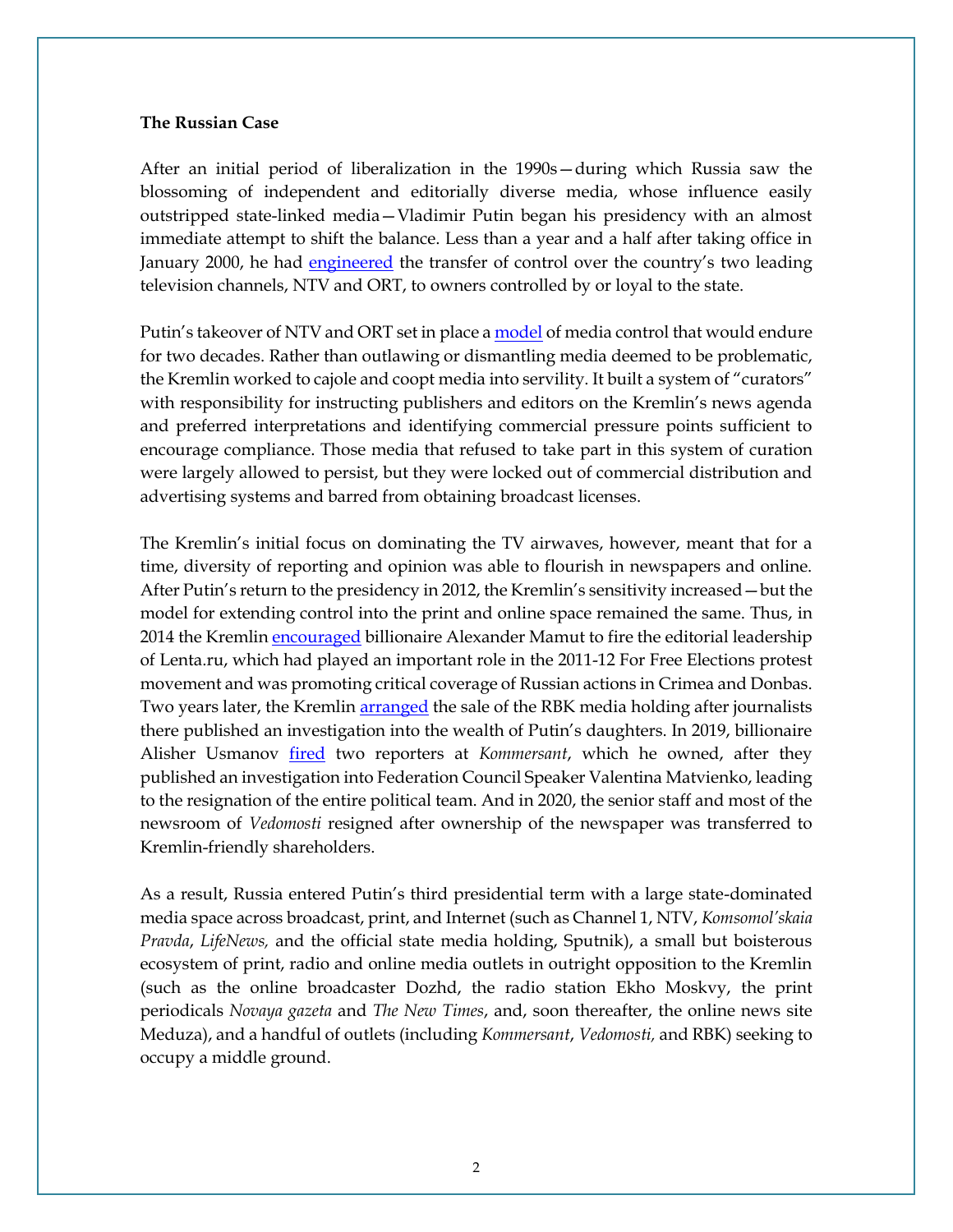**The Russian Case**

After an initial period of liberalization in the 1990s—during which Russia saw the blossoming of independent and editorially diverse media, whose influence easily outstripped state-linked media—Vladimir Putin began his presidency with an almost immediate attempt to shift the balance. Less than a year and a half after taking office in January 2000, he had engineered the transfer of control over the country's two leading television channels, NTV and ORT, to owners controlled by or loyal to the state.

Putin's takeover of NTV and ORT set in place a model of media control that would endure for two decades. Rather than outlawing or dismantling media deemed to be problematic, the Kremlin worked to cajole and coopt media into servility. It built a system of "curators" with responsibility for instructing publishers and editors on the Kremlin's news agenda and preferred interpretations and identifying commercial pressure points sufficient to encourage compliance. Those media that refused to take part in this system of curation were largely allowed to persist, but they were locked out of commercial distribution and advertising systems and barred from obtaining broadcast licenses.

The Kremlin's initial focus on dominating the TV airwaves, however, meant that for a time, diversity of reporting and opinion was able to flourish in newspapers and online. After Putin's return to the presidency in 2012, the Kremlin's sensitivity increased—but the model for extending control into the print and online space remained the same. Thus, in 2014 the Kremlin encouraged billionaire Alexander Mamut to fire the editorial leadership of Lenta.ru, which had played an important role in the 2011-12 For Free Elections protest movement and was promoting critical coverage of Russian actions in Crimea and Donbas. Two years later, the Kremlin arranged the sale of the RBK media holding after journalists there published an investigation into the wealth of Putin's daughters. In 2019, billionaire Alisher Usmanov fired two reporters at *Kommersant*, which he owned, after they published an investigation into Federation Council Speaker Valentina Matvienko, leading to the resignation of the entire political team. And in 2020, the senior staff and most of the newsroom of *Vedomosti* resigned after ownership of the newspaper was transferred to Kremlin-friendly shareholders.

As a result, Russia entered Putin's third presidential term with a large state-dominated media space across broadcast, print, and Internet (such as Channel 1, NTV, *Komsomol'skaia Pravda*, *LifeNews,* and the official state media holding, Sputnik), a small but boisterous ecosystem of print, radio and online media outlets in outright opposition to the Kremlin (such as the online broadcaster Dozhd, the radio station Ekho Moskvy, the print periodicals *Novaya gazeta* and *The New Times*, and, soon thereafter, the online news site Meduza), and a handful of outlets (including *Kommersant*, *Vedomosti,* and RBK) seeking to occupy a middle ground.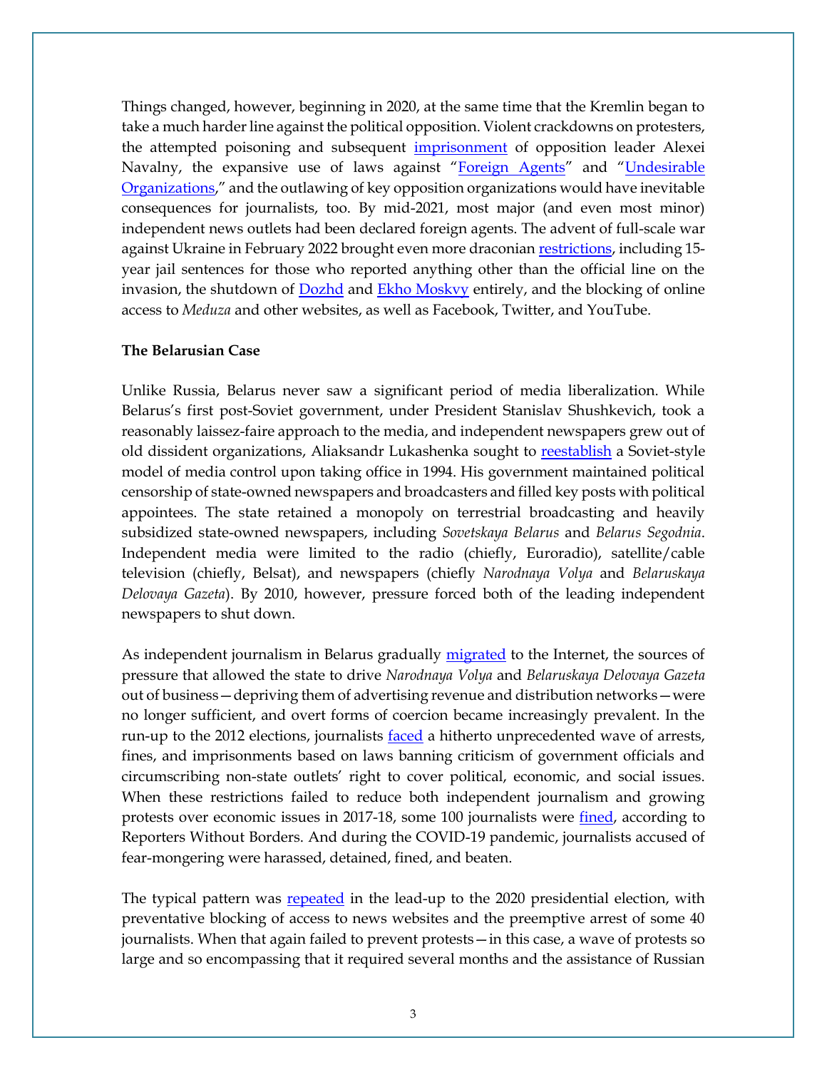Things changed, however, beginning in 2020, at the same time that the Kremlin began to take a much harder line against the political opposition. Violent crackdowns on protesters, the attempted poisoning and subsequent imprisonment of opposition leader Alexei Navalny, the expansive use of laws against "Foreign Agents" and "Undesirable Organizations," and the outlawing of key opposition organizations would have inevitable consequences for journalists, too. By mid-2021, most major (and even most minor) independent news outlets had been declared foreign agents. The advent of full-scale war against Ukraine in February 2022 brought even more draconian restrictions, including 15-year jail sentences for those who reported anything other than the official line on the invasion, the shutdown of Dozhd and Ekho Moskvy entirely, and the blocking of online access to *Meduza* and other websites, as well as Facebook, Twitter, and YouTube.

**The Belarusian Case**

Unlike Russia, Belarus never saw a significant period of media liberalization. While Belarus's first post-Soviet government, under President Stanislav Shushkevich, took a reasonably laissez-faire approach to the media, and independent newspapers grew out of old dissident organizations, Aliaksandr Lukashenka sought to reestablish a Soviet-style model of media control upon taking office in 1994. His government maintained political censorship of state-owned newspapers and broadcasters and filled key posts with political appointees. The state retained a monopoly on terrestrial broadcasting and heavily subsidized state-owned newspapers, including *Sovetskaya Belarus* and *Belarus Segodnia*. Independent media were limited to the radio (chiefly, Euroradio), satellite/cable television (chiefly, Belsat), and newspapers (chiefly *Narodnaya Volya* and *Belaruskaya Delovaya Gazeta*). By 2010, however, pressure forced both of the leading independent newspapers to shut down.

As independent journalism in Belarus gradually migrated to the Internet, the sources of pressure that allowed the state to drive *Narodnaya Volya* and *Belaruskaya Delovaya Gazeta* out of business—depriving them of advertising revenue and distribution networks—were no longer sufficient, and overt forms of coercion became increasingly prevalent. In the run-up to the 2012 elections, journalists faced a hitherto unprecedented wave of arrests, fines, and imprisonments based on laws banning criticism of government officials and circumscribing non-state outlets' right to cover political, economic, and social issues. When these restrictions failed to reduce both independent journalism and growing protests over economic issues in 2017-18, some 100 journalists were fined, according to Reporters Without Borders. And during the COVID-19 pandemic, journalists accused of fear-mongering were harassed, detained, fined, and beaten.

The typical pattern was repeated in the lead-up to the 2020 presidential election, with preventative blocking of access to news websites and the preemptive arrest of some 40 journalists. When that again failed to prevent protests—in this case, a wave of protests so large and so encompassing that it required several months and the assistance of Russian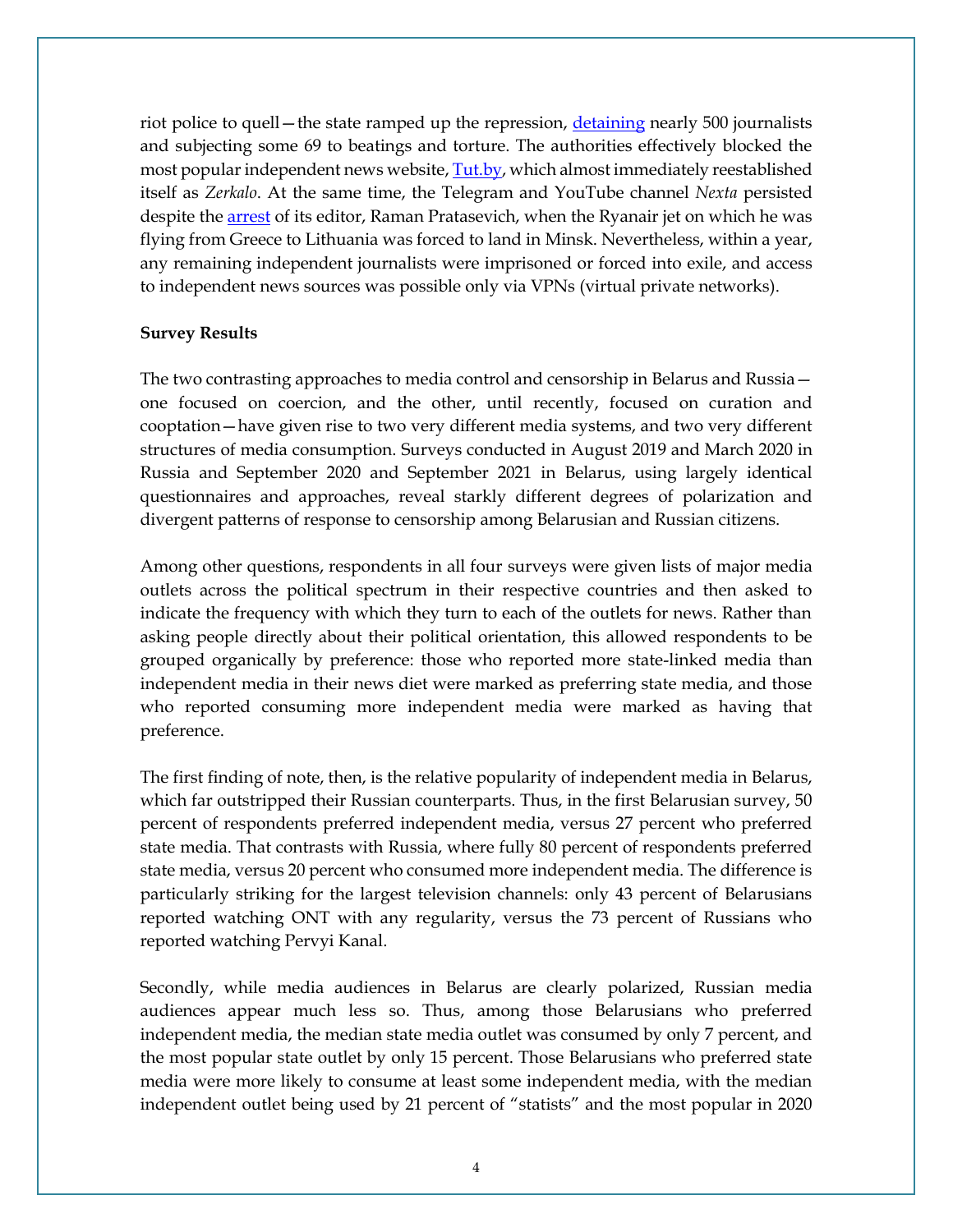riot police to quell—the state ramped up the repression, detaining nearly 500 journalists and subjecting some 69 to beatings and torture. The authorities effectively blocked the most popular independent news website, Tut.by, which almost immediately reestablished itself as *Zerkalo*. At the same time, the Telegram and YouTube channel *Nexta* persisted despite the arrest of its editor, Raman Pratasevich, when the Ryanair jet on which he was flying from Greece to Lithuania was forced to land in Minsk. Nevertheless, within a year, any remaining independent journalists were imprisoned or forced into exile, and access to independent news sources was possible only via VPNs (virtual private networks).

**Survey Results**

The two contrasting approaches to media control and censorship in Belarus and Russia—one focused on coercion, and the other, until recently, focused on curation and cooptation—have given rise to two very different media systems, and two very different structures of media consumption. Surveys conducted in August 2019 and March 2020 in Russia and September 2020 and September 2021 in Belarus, using largely identical questionnaires and approaches, reveal starkly different degrees of polarization and divergent patterns of response to censorship among Belarusian and Russian citizens.

Among other questions, respondents in all four surveys were given lists of major media outlets across the political spectrum in their respective countries and then asked to indicate the frequency with which they turn to each of the outlets for news. Rather than asking people directly about their political orientation, this allowed respondents to be grouped organically by preference: those who reported more state-linked media than independent media in their news diet were marked as preferring state media, and those who reported consuming more independent media were marked as having that preference.

The first finding of note, then, is the relative popularity of independent media in Belarus, which far outstripped their Russian counterparts. Thus, in the first Belarusian survey, 50 percent of respondents preferred independent media, versus 27 percent who preferred state media. That contrasts with Russia, where fully 80 percent of respondents preferred state media, versus 20 percent who consumed more independent media. The difference is particularly striking for the largest television channels: only 43 percent of Belarusians reported watching ONT with any regularity, versus the 73 percent of Russians who reported watching Pervyi Kanal.

Secondly, while media audiences in Belarus are clearly polarized, Russian media audiences appear much less so. Thus, among those Belarusians who preferred independent media, the median state media outlet was consumed by only 7 percent, and the most popular state outlet by only 15 percent. Those Belarusians who preferred state media were more likely to consume at least some independent media, with the median independent outlet being used by 21 percent of "statists" and the most popular in 2020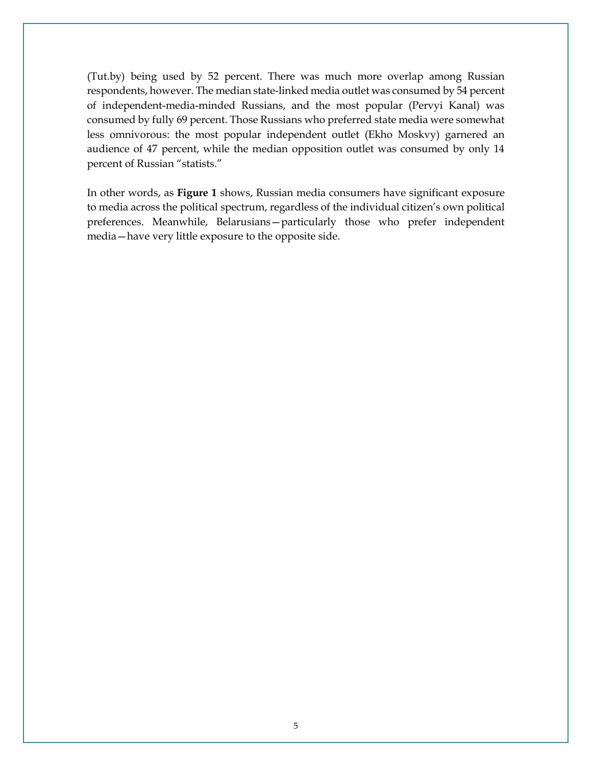(Tut.by) being used by 52 percent. There was much more overlap among Russian respondents, however. The median state-linked media outlet was consumed by 54 percent of independent-media-minded Russians, and the most popular (Pervyi Kanal) was consumed by fully 69 percent. Those Russians who preferred state media were somewhat less omnivorous: the most popular independent outlet (Ekho Moskvy) garnered an audience of 47 percent, while the median opposition outlet was consumed by only 14 percent of Russian "statists."

In other words, as **Figure 1** shows, Russian media consumers have significant exposure to media across the political spectrum, regardless of the individual citizen's own political preferences. Meanwhile, Belarusians—particularly those who prefer independent media—have very little exposure to the opposite side.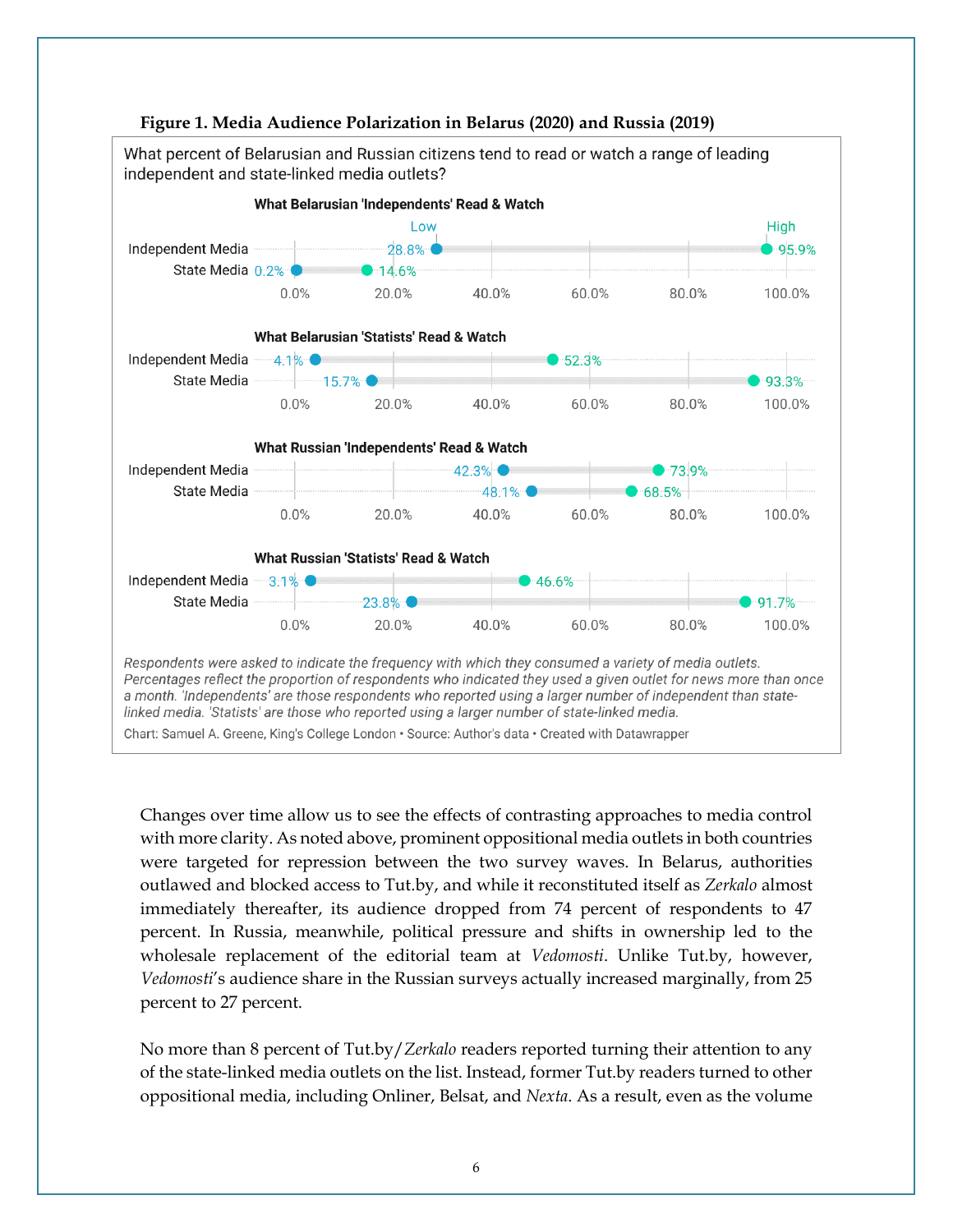**Figure 1. Media Audience Polarization in Belarus (2020) and Russia (2019)**

What percent of Belarusian and Russian citizens tend to read or watch a range of leading independent and state-linked media outlets?

**What Belarusian 'Independents' Read & Watch**

| | Low | High |
|---|---|---|
| Independent Media | 28.8% | 95.9% |
| State Media | 0.2% | 14.6% |

**What Belarusian 'Statists' Read & Watch**

| | Low | High |
|---|---|---|
| Independent Media | 4.1% | 52.3% |
| State Media | 15.7% | 93.3% |

**What Russian 'Independents' Read & Watch**

| | Low | High |
|---|---|---|
| Independent Media | 42.3% | 73.9% |
| State Media | 48.1% | 68.5% |

**What Russian 'Statists' Read & Watch**

| | Low | High |
|---|---|---|
| Independent Media | 3.1% | 46.6% |
| State Media | 23.8% | 91.7% |

*Respondents were asked to indicate the frequency with which they consumed a variety of media outlets. Percentages reflect the proportion of respondents who indicated they used a given outlet for news more than once a month. 'Independents' are those respondents who reported using a larger number of independent than state-linked media. 'Statists' are those who reported using a larger number of state-linked media.*

Chart: Samuel A. Greene, King's College London • Source: Author's data • Created with Datawrapper

Changes over time allow us to see the effects of contrasting approaches to media control with more clarity. As noted above, prominent oppositional media outlets in both countries were targeted for repression between the two survey waves. In Belarus, authorities outlawed and blocked access to Tut.by, and while it reconstituted itself as *Zerkalo* almost immediately thereafter, its audience dropped from 74 percent of respondents to 47 percent. In Russia, meanwhile, political pressure and shifts in ownership led to the wholesale replacement of the editorial team at *Vedomosti*. Unlike Tut.by, however, *Vedomosti*'s audience share in the Russian surveys actually increased marginally, from 25 percent to 27 percent.

No more than 8 percent of Tut.by/*Zerkalo* readers reported turning their attention to any of the state-linked media outlets on the list. Instead, former Tut.by readers turned to other oppositional media, including Onliner, Belsat, and *Nexta*. As a result, even as the volume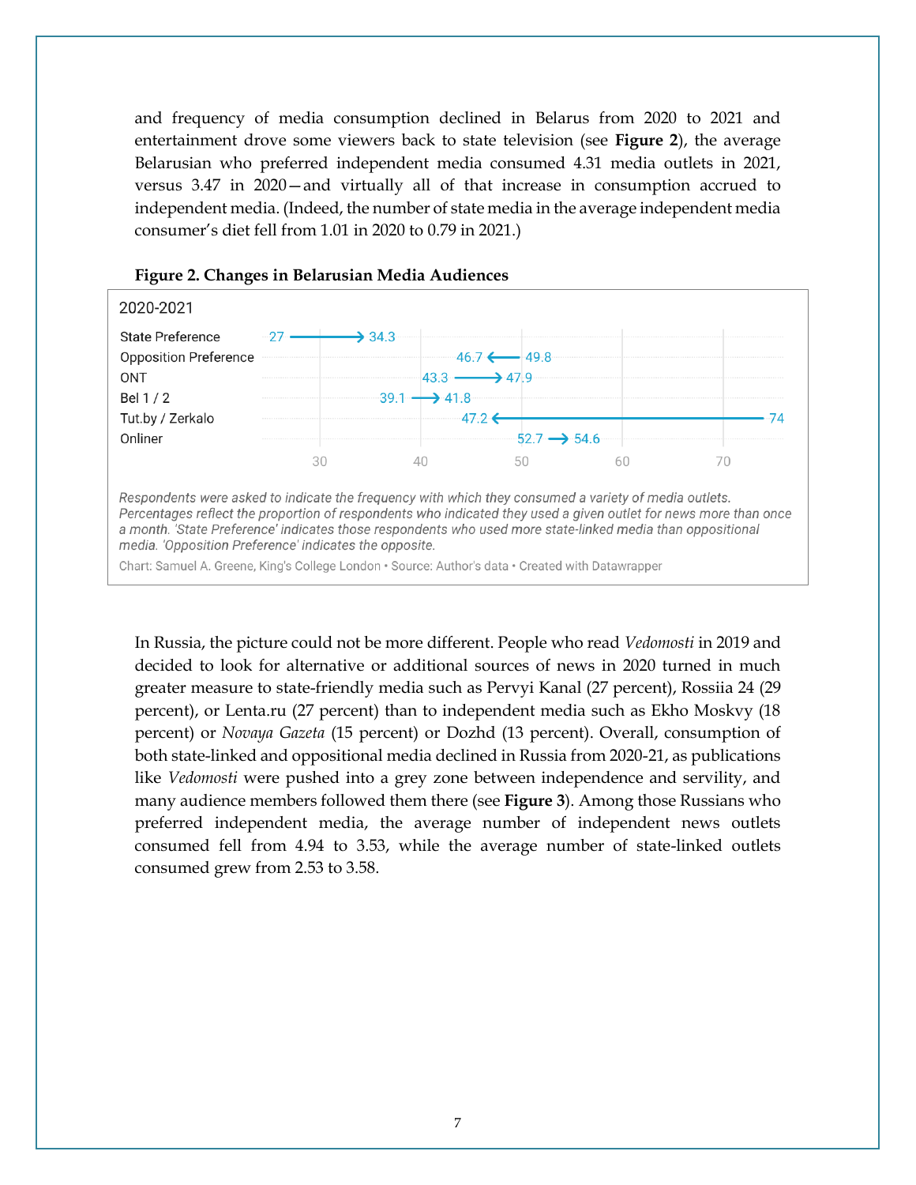and frequency of media consumption declined in Belarus from 2020 to 2021 and entertainment drove some viewers back to state television (see **Figure 2**), the average Belarusian who preferred independent media consumed 4.31 media outlets in 2021, versus 3.47 in 2020—and virtually all of that increase in consumption accrued to independent media. (Indeed, the number of state media in the average independent media consumer's diet fell from 1.01 in 2020 to 0.79 in 2021.)

**Figure 2. Changes in Belarusian Media Audiences**

2020-2021

| | 2020 | 2021 |
|---|---|---|
| State Preference | 27 | 34.3 |
| Opposition Preference | 49.8 | 46.7 |
| ONT | 43.3 | 47.9 |
| Bel 1 / 2 | 39.1 | 41.8 |
| Tut.by / Zerkalo | 74 | 47.2 |
| Onliner | 52.7 | 54.6 |

*Respondents were asked to indicate the frequency with which they consumed a variety of media outlets. Percentages reflect the proportion of respondents who indicated they used a given outlet for news more than once a month. 'State Preference' indicates those respondents who used more state-linked media than oppositional media. 'Opposition Preference' indicates the opposite.*

Chart: Samuel A. Greene, King's College London • Source: Author's data • Created with Datawrapper

In Russia, the picture could not be more different. People who read *Vedomosti* in 2019 and decided to look for alternative or additional sources of news in 2020 turned in much greater measure to state-friendly media such as Pervyi Kanal (27 percent), Rossiia 24 (29 percent), or Lenta.ru (27 percent) than to independent media such as Ekho Moskvy (18 percent) or *Novaya Gazeta* (15 percent) or Dozhd (13 percent). Overall, consumption of both state-linked and oppositional media declined in Russia from 2020-21, as publications like *Vedomosti* were pushed into a grey zone between independence and servility, and many audience members followed them there (see **Figure 3**). Among those Russians who preferred independent media, the average number of independent news outlets consumed fell from 4.94 to 3.53, while the average number of state-linked outlets consumed grew from 2.53 to 3.58.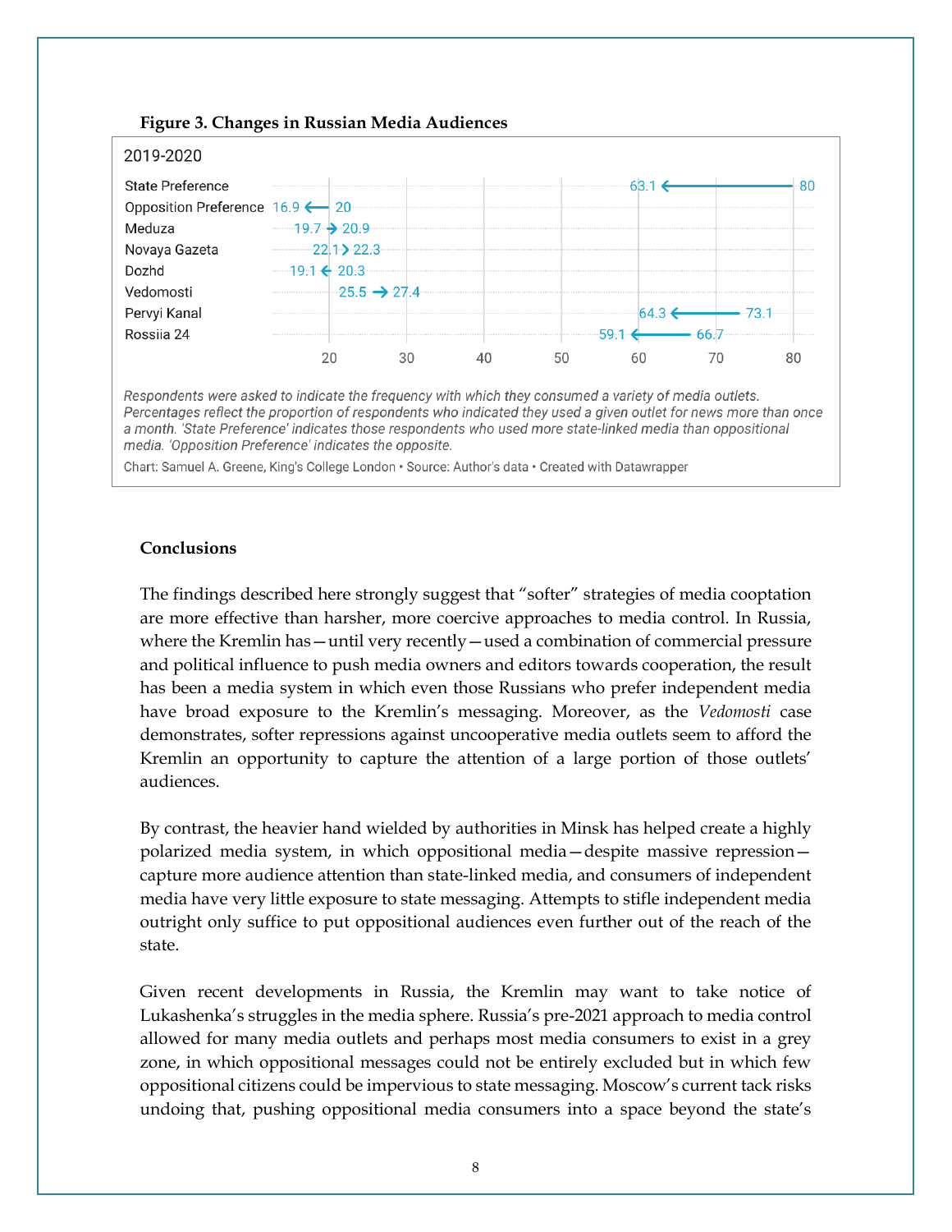**Figure 3. Changes in Russian Media Audiences**

2019-2020

| | 2019 | 2020 |
|---|---|---|
| State Preference | 80 | 63.1 |
| Opposition Preference | 20 | 16.9 |
| Meduza | 19.7 | 20.9 |
| Novaya Gazeta | 22.1 | 22.3 |
| Dozhd | 20.3 | 19.1 |
| Vedomosti | 25.5 | 27.4 |
| Pervyi Kanal | 73.1 | 64.3 |
| Rossiia 24 | 66.7 | 59.1 |

*Respondents were asked to indicate the frequency with which they consumed a variety of media outlets. Percentages reflect the proportion of respondents who indicated they used a given outlet for news more than once a month. 'State Preference' indicates those respondents who used more state-linked media than oppositional media. 'Opposition Preference' indicates the opposite.*

Chart: Samuel A. Greene, King's College London • Source: Author's data • Created with Datawrapper

**Conclusions**

The findings described here strongly suggest that "softer" strategies of media cooptation are more effective than harsher, more coercive approaches to media control. In Russia, where the Kremlin has—until very recently—used a combination of commercial pressure and political influence to push media owners and editors towards cooperation, the result has been a media system in which even those Russians who prefer independent media have broad exposure to the Kremlin's messaging. Moreover, as the *Vedomosti* case demonstrates, softer repressions against uncooperative media outlets seem to afford the Kremlin an opportunity to capture the attention of a large portion of those outlets' audiences.

By contrast, the heavier hand wielded by authorities in Minsk has helped create a highly polarized media system, in which oppositional media—despite massive repression—capture more audience attention than state-linked media, and consumers of independent media have very little exposure to state messaging. Attempts to stifle independent media outright only suffice to put oppositional audiences even further out of the reach of the state.

Given recent developments in Russia, the Kremlin may want to take notice of Lukashenka's struggles in the media sphere. Russia's pre-2021 approach to media control allowed for many media outlets and perhaps most media consumers to exist in a grey zone, in which oppositional messages could not be entirely excluded but in which few oppositional citizens could be impervious to state messaging. Moscow's current tack risks undoing that, pushing oppositional media consumers into a space beyond the state's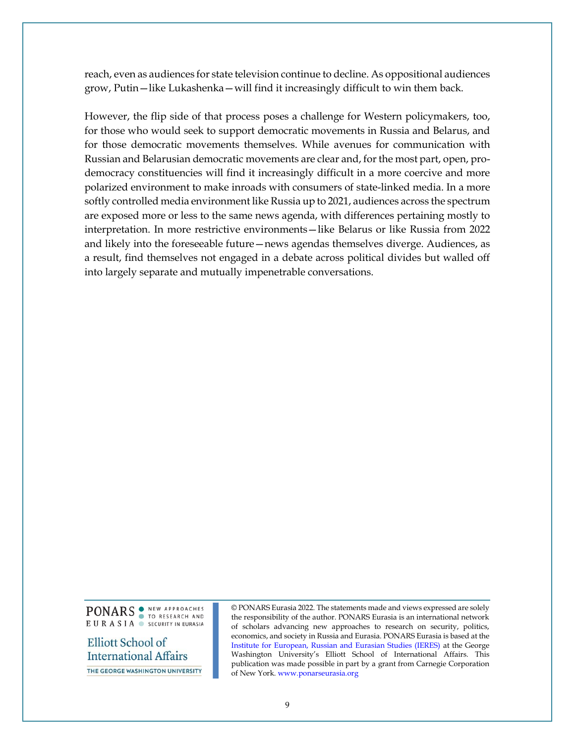reach, even as audiences for state television continue to decline. As oppositional audiences grow, Putin—like Lukashenka—will find it increasingly difficult to win them back.

However, the flip side of that process poses a challenge for Western policymakers, too, for those who would seek to support democratic movements in Russia and Belarus, and for those democratic movements themselves. While avenues for communication with Russian and Belarusian democratic movements are clear and, for the most part, open, pro-democracy constituencies will find it increasingly difficult in a more coercive and more polarized environment to make inroads with consumers of state-linked media. In a more softly controlled media environment like Russia up to 2021, audiences across the spectrum are exposed more or less to the same news agenda, with differences pertaining mostly to interpretation. In more restrictive environments—like Belarus or like Russia from 2022 and likely into the foreseeable future—news agendas themselves diverge. Audiences, as a result, find themselves not engaged in a debate across political divides but walled off into largely separate and mutually impenetrable conversations.

PONARS EURASIA — NEW APPROACHES TO RESEARCH AND SECURITY IN EURASIA

Elliott School of International Affairs
THE GEORGE WASHINGTON UNIVERSITY

© PONARS Eurasia 2022. The statements made and views expressed are solely the responsibility of the author. PONARS Eurasia is an international network of scholars advancing new approaches to research on security, politics, economics, and society in Russia and Eurasia. PONARS Eurasia is based at the Institute for European, Russian and Eurasian Studies (IERES) at the George Washington University's Elliott School of International Affairs. This publication was made possible in part by a grant from Carnegie Corporation of New York. www.ponarseurasia.org